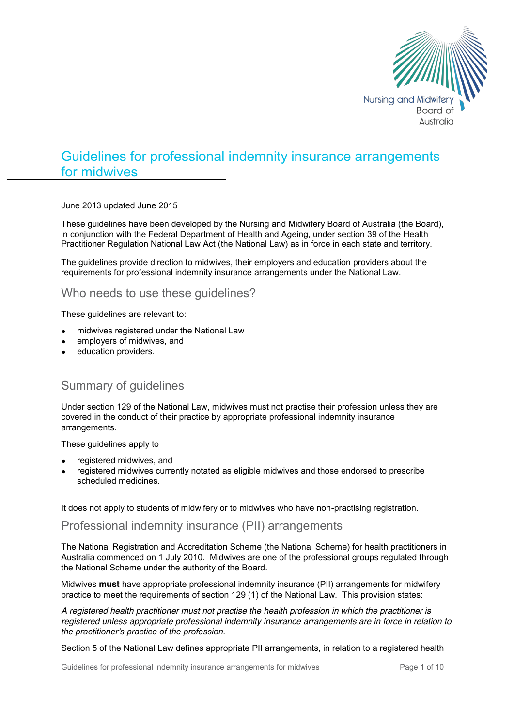Nursing and Midwifery Board of Australia

# Guidelines for professional indemnity insurance arrangements for midwives

June 2013 updated June 2015

These guidelines have been developed by the Nursing and Midwifery Board of Australia (the Board), in conjunction with the Federal Department of Health and Ageing, under section 39 of the Health Practitioner Regulation National Law Act (the National Law) as in force in each state and territory.

The guidelines provide direction to midwives, their employers and education providers about the requirements for professional indemnity insurance arrangements under the National Law.

## Who needs to use these guidelines?

These guidelines are relevant to:

- midwives registered under the National Law
- employers of midwives, and
- education providers.

## Summary of guidelines

Under section 129 of the National Law, midwives must not practise their profession unless they are covered in the conduct of their practice by appropriate professional indemnity insurance arrangements.

These guidelines apply to

- registered midwives, and
- registered midwives currently notated as eligible midwives and those endorsed to prescribe scheduled medicines.

It does not apply to students of midwifery or to midwives who have non-practising registration.

## Professional indemnity insurance (PII) arrangements

The National Registration and Accreditation Scheme (the National Scheme) for health practitioners in Australia commenced on 1 July 2010. Midwives are one of the professional groups regulated through the National Scheme under the authority of the Board.

Midwives **must** have appropriate professional indemnity insurance (PII) arrangements for midwifery practice to meet the requirements of section 129 (1) of the National Law. This provision states:

*A registered health practitioner must not practise the health profession in which the practitioner is registered unless appropriate professional indemnity insurance arrangements are in force in relation to the practitioner's practice of the profession.*

Section 5 of the National Law defines appropriate PII arrangements, in relation to a registered health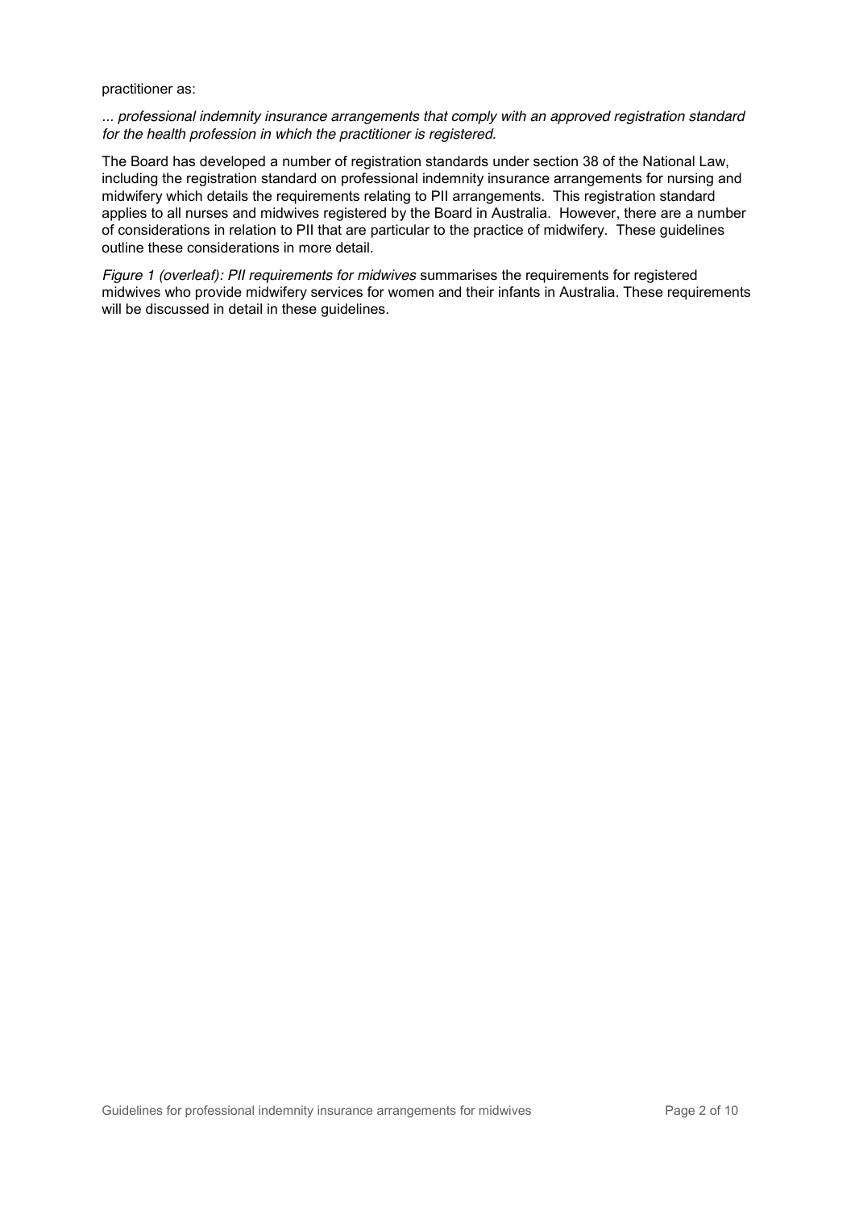practitioner as:

*... professional indemnity insurance arrangements that comply with an approved registration standard for the health profession in which the practitioner is registered.*

The Board has developed a number of registration standards under section 38 of the National Law, including the registration standard on professional indemnity insurance arrangements for nursing and midwifery which details the requirements relating to PII arrangements. This registration standard applies to all nurses and midwives registered by the Board in Australia. However, there are a number of considerations in relation to PII that are particular to the practice of midwifery. These guidelines outline these considerations in more detail.

*Figure 1 (overleaf): PII requirements for midwives* summarises the requirements for registered midwives who provide midwifery services for women and their infants in Australia. These requirements will be discussed in detail in these guidelines.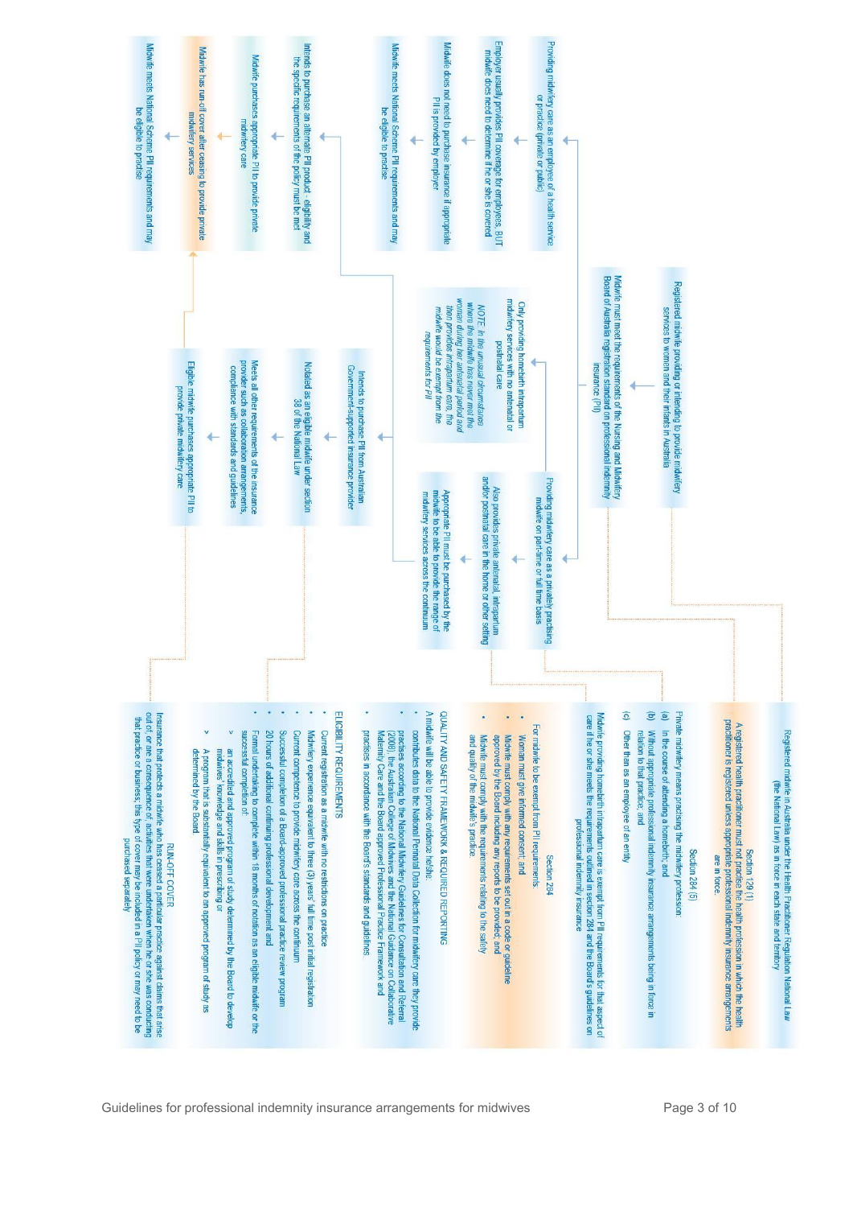Registered midwife providing or intending to provide midwifery services to women and their infants in Australia

Midwife must meet the requirements of the Nursing and Midwifery Board of Australia registration standard on professional indemnity insurance (PII)

Providing midwifery care as an employee of a health service or practice (private or public)

Employer usually provides PII coverage for employees, BUT midwife does need to determine if he or she is covered

Midwife does not need to purchase insurance if appropriate PII is provided by employer

Midwife meets National Scheme PII requirements and may be eligible to practise

Intends to purchase an alternate PII product - eligibility and the specific requirements of the policy must be met

Midwife purchases appropriate PII to provide private midwifery care

Midwife has run-off cover after ceasing to provide private midwifery services

Midwife meets National Scheme PII requirements and may be eligible to practise

Only providing homebirth intrapartum midwifery services with no antenatal or postnatal care

*NOTE: In the unusual circumstances where the midwife has never met the woman during her antenatal period and then provides intrapartum care, the midwife would be exempt from the requirements for PII*

Providing midwifery care as a privately practising midwife on part-time or full time basis

Also provides private antenatal, intrapartum and/or postnatal care in the home or other setting

Appropriate PII must be purchased by the midwife to be able to provide the range of midwifery services across the continuum

Intends to purchase PII from Australian Government-supported insurance provider

Notated as an eligible midwife under section 38 of the National Law

Meets all other requirements of the insurance provider such as collaboration arrangements, compliance with standards and guidelines

Eligible midwife purchases appropriate PII to provide private midwifery care

---

Registered midwife in Australia under the Health Practitioner Regulation National Law (the National Law) as in force in each state and territory

**Section 129 (1)**

A registered health practitioner must not practise the health profession in which the health practitioner is registered unless appropriate professional indemnity insurance arrangements are in force.

**Section 284 (5)**

Private midwifery means practising the midwifery profession:

(a) in the course of attending a homebirth; and

(b) without appropriate professional indemnity insurance arrangements being in force in relation to that practice; and

(c) other than as an employee of an entity

Midwife providing homebirth intrapartum care is exempt from PII requirements for that aspect of care if he or she meets the requirements outlined in section 284 and the Board's guidelines on professional indemnity insurance

**Section 284**

For midwife to be exempt from PII requirements

- Woman must give informed consent; and
- Midwife must comply with any requirements set out in a code or guideline approved by the Board including any reports to be provided; and
- Midwife must comply with the requirements relating to the safety and quality of the midwife's practice.

**QUALITY AND SAFETY FRAMEWORK & REQUIRED REPORTING**

A midwife will be able to provide evidence he/she:

- contributes data to the National Perinatal Data Collection for midwifery care they provide
- practises according to the National Midwifery Guidelines for Consultation and Referral (2008), the Australian College of Midwives and the National Guidance on Collaborative Maternity Care and the Board approved Professional Practice Framework and
- practises in accordance with the Board's standards and guidelines

**ELIGIBILITY REQUIREMENTS**

- Current registration as a midwife with no restrictions on practice
- Midwifery experience equivalent to three (3) years' full time post initial registration
- Current competence to provide midwifery care across the continuum
- Successful completion of a Board-approved professional practice review program
- 20 hours of additional continuing professional development and
- Formal undertaking to complete within 18 months of notation as an eligible midwife or the successful completion of:
  - > an accredited and approved program of study determined by the Board to develop midwives' knowledge and skills in prescribing or
  - > A program that is substantially equivalent to an approved program of study as determined by the Board

**RUN-OFF COVER**

Insurance that protects a midwife who has ceased a particular practice against claims that arise out of, or are a consequence of, activities that were undertaken when he or she was conducting that practice or business; this type of cover may be included in a PII policy or may need to be purchased separately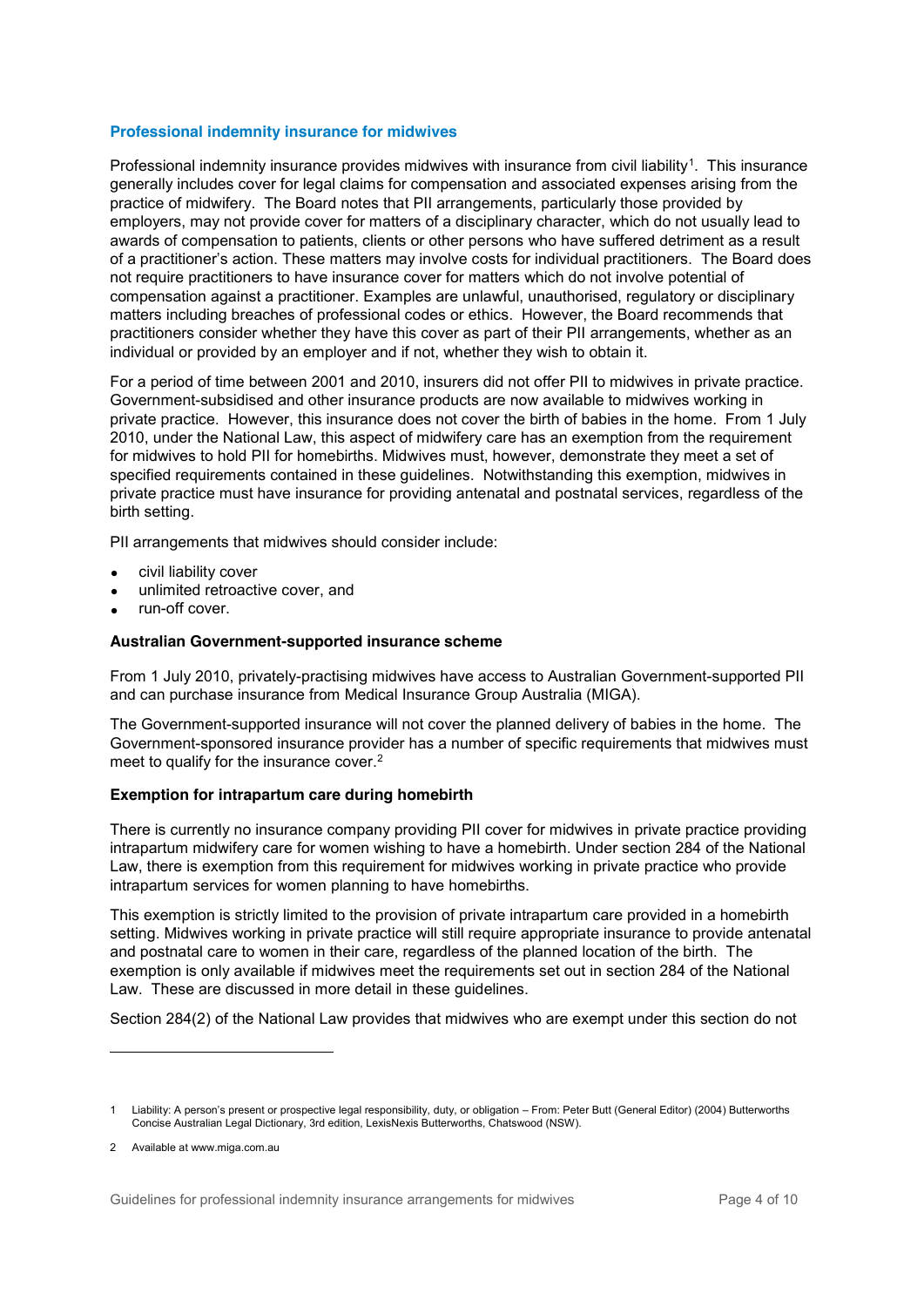## Professional indemnity insurance for midwives

Professional indemnity insurance provides midwives with insurance from civil liability[1]. This insurance generally includes cover for legal claims for compensation and associated expenses arising from the practice of midwifery. The Board notes that PII arrangements, particularly those provided by employers, may not provide cover for matters of a disciplinary character, which do not usually lead to awards of compensation to patients, clients or other persons who have suffered detriment as a result of a practitioner's action. These matters may involve costs for individual practitioners. The Board does not require practitioners to have insurance cover for matters which do not involve potential of compensation against a practitioner. Examples are unlawful, unauthorised, regulatory or disciplinary matters including breaches of professional codes or ethics. However, the Board recommends that practitioners consider whether they have this cover as part of their PII arrangements, whether as an individual or provided by an employer and if not, whether they wish to obtain it.

For a period of time between 2001 and 2010, insurers did not offer PII to midwives in private practice. Government-subsidised and other insurance products are now available to midwives working in private practice. However, this insurance does not cover the birth of babies in the home. From 1 July 2010, under the National Law, this aspect of midwifery care has an exemption from the requirement for midwives to hold PII for homebirths. Midwives must, however, demonstrate they meet a set of specified requirements contained in these guidelines. Notwithstanding this exemption, midwives in private practice must have insurance for providing antenatal and postnatal services, regardless of the birth setting.

PII arrangements that midwives should consider include:

- civil liability cover
- unlimited retroactive cover, and
- run-off cover.

### Australian Government-supported insurance scheme

From 1 July 2010, privately-practising midwives have access to Australian Government-supported PII and can purchase insurance from Medical Insurance Group Australia (MIGA).

The Government-supported insurance will not cover the planned delivery of babies in the home. The Government-sponsored insurance provider has a number of specific requirements that midwives must meet to qualify for the insurance cover.[2]

### Exemption for intrapartum care during homebirth

There is currently no insurance company providing PII cover for midwives in private practice providing intrapartum midwifery care for women wishing to have a homebirth. Under section 284 of the National Law, there is exemption from this requirement for midwives working in private practice who provide intrapartum services for women planning to have homebirths.

This exemption is strictly limited to the provision of private intrapartum care provided in a homebirth setting. Midwives working in private practice will still require appropriate insurance to provide antenatal and postnatal care to women in their care, regardless of the planned location of the birth. The exemption is only available if midwives meet the requirements set out in section 284 of the National Law. These are discussed in more detail in these guidelines.

Section 284(2) of the National Law provides that midwives who are exempt under this section do not

---

1 Liability: A person's present or prospective legal responsibility, duty, or obligation – From: Peter Butt (General Editor) (2004) Butterworths Concise Australian Legal Dictionary, 3rd edition, LexisNexis Butterworths, Chatswood (NSW).

2 Available at www.miga.com.au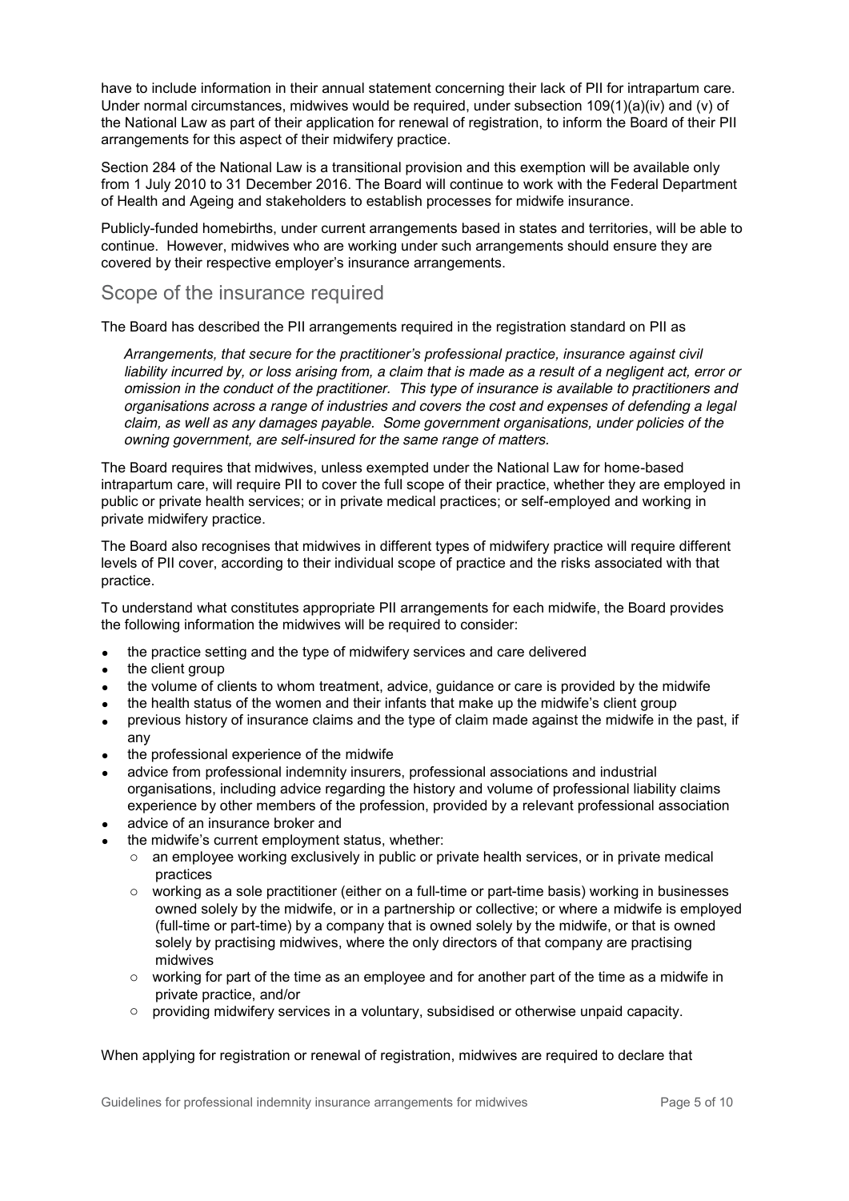have to include information in their annual statement concerning their lack of PII for intrapartum care. Under normal circumstances, midwives would be required, under subsection 109(1)(a)(iv) and (v) of the National Law as part of their application for renewal of registration, to inform the Board of their PII arrangements for this aspect of their midwifery practice.

Section 284 of the National Law is a transitional provision and this exemption will be available only from 1 July 2010 to 31 December 2016. The Board will continue to work with the Federal Department of Health and Ageing and stakeholders to establish processes for midwife insurance.

Publicly-funded homebirths, under current arrangements based in states and territories, will be able to continue. However, midwives who are working under such arrangements should ensure they are covered by their respective employer's insurance arrangements.

## Scope of the insurance required

The Board has described the PII arrangements required in the registration standard on PII as

> *Arrangements, that secure for the practitioner's professional practice, insurance against civil liability incurred by, or loss arising from, a claim that is made as a result of a negligent act, error or omission in the conduct of the practitioner. This type of insurance is available to practitioners and organisations across a range of industries and covers the cost and expenses of defending a legal claim, as well as any damages payable. Some government organisations, under policies of the owning government, are self-insured for the same range of matters.*

The Board requires that midwives, unless exempted under the National Law for home-based intrapartum care, will require PII to cover the full scope of their practice, whether they are employed in public or private health services; or in private medical practices; or self-employed and working in private midwifery practice.

The Board also recognises that midwives in different types of midwifery practice will require different levels of PII cover, according to their individual scope of practice and the risks associated with that practice.

To understand what constitutes appropriate PII arrangements for each midwife, the Board provides the following information the midwives will be required to consider:

- the practice setting and the type of midwifery services and care delivered
- the client group
- the volume of clients to whom treatment, advice, guidance or care is provided by the midwife
- the health status of the women and their infants that make up the midwife's client group
- previous history of insurance claims and the type of claim made against the midwife in the past, if any
- the professional experience of the midwife
- advice from professional indemnity insurers, professional associations and industrial organisations, including advice regarding the history and volume of professional liability claims experience by other members of the profession, provided by a relevant professional association
- advice of an insurance broker and
- the midwife's current employment status, whether:
  - an employee working exclusively in public or private health services, or in private medical practices
  - working as a sole practitioner (either on a full-time or part-time basis) working in businesses owned solely by the midwife, or in a partnership or collective; or where a midwife is employed (full-time or part-time) by a company that is owned solely by the midwife, or that is owned solely by practising midwives, where the only directors of that company are practising midwives
  - working for part of the time as an employee and for another part of the time as a midwife in private practice, and/or
  - providing midwifery services in a voluntary, subsidised or otherwise unpaid capacity.

When applying for registration or renewal of registration, midwives are required to declare that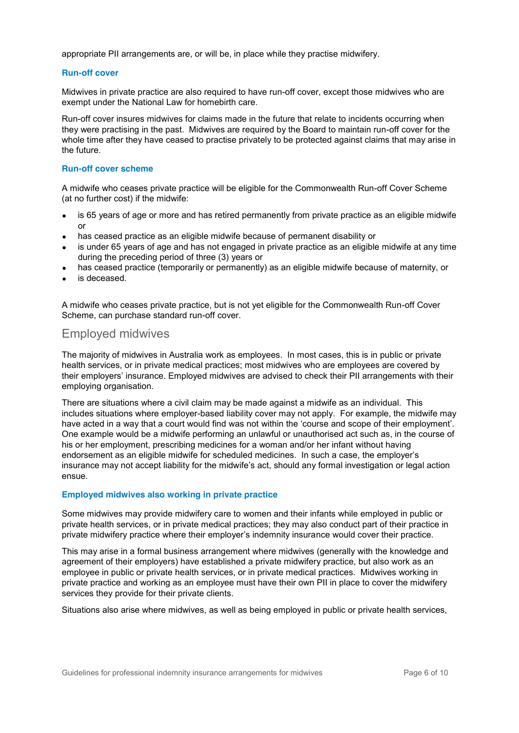appropriate PII arrangements are, or will be, in place while they practise midwifery.

### Run-off cover

Midwives in private practice are also required to have run-off cover, except those midwives who are exempt under the National Law for homebirth care.

Run-off cover insures midwives for claims made in the future that relate to incidents occurring when they were practising in the past. Midwives are required by the Board to maintain run-off cover for the whole time after they have ceased to practise privately to be protected against claims that may arise in the future.

### Run-off cover scheme

A midwife who ceases private practice will be eligible for the Commonwealth Run-off Cover Scheme (at no further cost) if the midwife:

- is 65 years of age or more and has retired permanently from private practice as an eligible midwife or
- has ceased practice as an eligible midwife because of permanent disability or
- is under 65 years of age and has not engaged in private practice as an eligible midwife at any time during the preceding period of three (3) years or
- has ceased practice (temporarily or permanently) as an eligible midwife because of maternity, or
- is deceased.

A midwife who ceases private practice, but is not yet eligible for the Commonwealth Run-off Cover Scheme, can purchase standard run-off cover.

## Employed midwives

The majority of midwives in Australia work as employees. In most cases, this is in public or private health services, or in private medical practices; most midwives who are employees are covered by their employers' insurance. Employed midwives are advised to check their PII arrangements with their employing organisation.

There are situations where a civil claim may be made against a midwife as an individual. This includes situations where employer-based liability cover may not apply. For example, the midwife may have acted in a way that a court would find was not within the 'course and scope of their employment'. One example would be a midwife performing an unlawful or unauthorised act such as, in the course of his or her employment, prescribing medicines for a woman and/or her infant without having endorsement as an eligible midwife for scheduled medicines. In such a case, the employer's insurance may not accept liability for the midwife's act, should any formal investigation or legal action ensue.

### Employed midwives also working in private practice

Some midwives may provide midwifery care to women and their infants while employed in public or private health services, or in private medical practices; they may also conduct part of their practice in private midwifery practice where their employer's indemnity insurance would cover their practice.

This may arise in a formal business arrangement where midwives (generally with the knowledge and agreement of their employers) have established a private midwifery practice, but also work as an employee in public or private health services, or in private medical practices. Midwives working in private practice and working as an employee must have their own PII in place to cover the midwifery services they provide for their private clients.

Situations also arise where midwives, as well as being employed in public or private health services,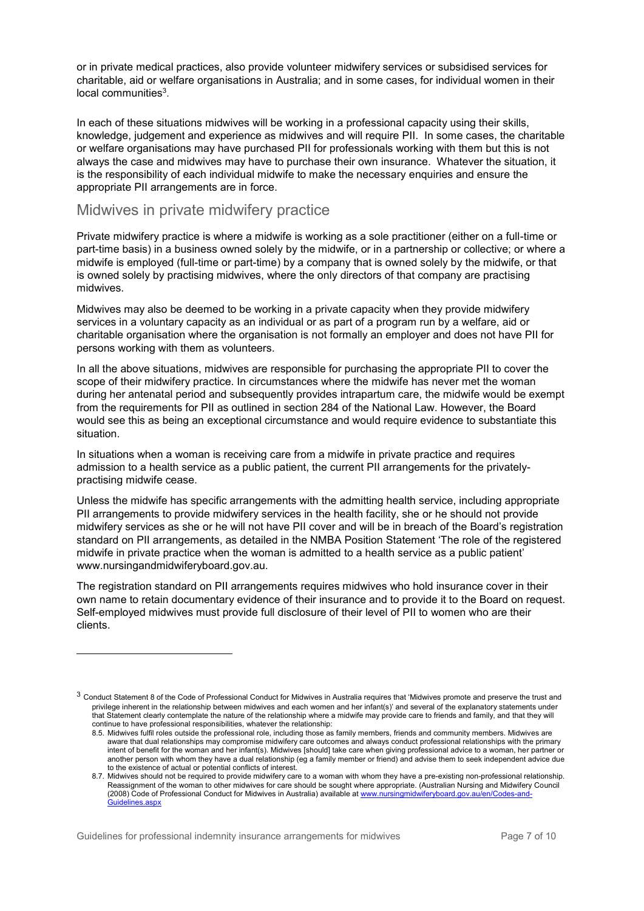or in private medical practices, also provide volunteer midwifery services or subsidised services for charitable, aid or welfare organisations in Australia; and in some cases, for individual women in their local communities[3].

In each of these situations midwives will be working in a professional capacity using their skills, knowledge, judgement and experience as midwives and will require PII. In some cases, the charitable or welfare organisations may have purchased PII for professionals working with them but this is not always the case and midwives may have to purchase their own insurance. Whatever the situation, it is the responsibility of each individual midwife to make the necessary enquiries and ensure the appropriate PII arrangements are in force.

## Midwives in private midwifery practice

Private midwifery practice is where a midwife is working as a sole practitioner (either on a full-time or part-time basis) in a business owned solely by the midwife, or in a partnership or collective; or where a midwife is employed (full-time or part-time) by a company that is owned solely by the midwife, or that is owned solely by practising midwives, where the only directors of that company are practising midwives.

Midwives may also be deemed to be working in a private capacity when they provide midwifery services in a voluntary capacity as an individual or as part of a program run by a welfare, aid or charitable organisation where the organisation is not formally an employer and does not have PII for persons working with them as volunteers.

In all the above situations, midwives are responsible for purchasing the appropriate PII to cover the scope of their midwifery practice. In circumstances where the midwife has never met the woman during her antenatal period and subsequently provides intrapartum care, the midwife would be exempt from the requirements for PII as outlined in section 284 of the National Law. However, the Board would see this as being an exceptional circumstance and would require evidence to substantiate this situation.

In situations when a woman is receiving care from a midwife in private practice and requires admission to a health service as a public patient, the current PII arrangements for the privately-practising midwife cease.

Unless the midwife has specific arrangements with the admitting health service, including appropriate PII arrangements to provide midwifery services in the health facility, she or he should not provide midwifery services as she or he will not have PII cover and will be in breach of the Board's registration standard on PII arrangements, as detailed in the NMBA Position Statement 'The role of the registered midwife in private practice when the woman is admitted to a health service as a public patient' www.nursingandmidwiferyboard.gov.au.

The registration standard on PII arrangements requires midwives who hold insurance cover in their own name to retain documentary evidence of their insurance and to provide it to the Board on request. Self-employed midwives must provide full disclosure of their level of PII to women who are their clients.

---

[3] Conduct Statement 8 of the Code of Professional Conduct for Midwives in Australia requires that 'Midwives promote and preserve the trust and privilege inherent in the relationship between midwives and each women and her infant(s)' and several of the explanatory statements under that Statement clearly contemplate the nature of the relationship where a midwife may provide care to friends and family, and that they will continue to have professional responsibilities, whatever the relationship:

8.5. Midwives fulfil roles outside the professional role, including those as family members, friends and community members. Midwives are aware that dual relationships may compromise midwifery care outcomes and always conduct professional relationships with the primary intent of benefit for the woman and her infant(s). Midwives [should] take care when giving professional advice to a woman, her partner or another person with whom they have a dual relationship (eg a family member or friend) and advise them to seek independent advice due to the existence of actual or potential conflicts of interest.

8.7. Midwives should not be required to provide midwifery care to a woman with whom they have a pre-existing non-professional relationship. Reassignment of the woman to other midwives for care should be sought where appropriate. (Australian Nursing and Midwifery Council (2008) Code of Professional Conduct for Midwives in Australia) available at www.nursingmidwiferyboard.gov.au/en/Codes-and-Guidelines.aspx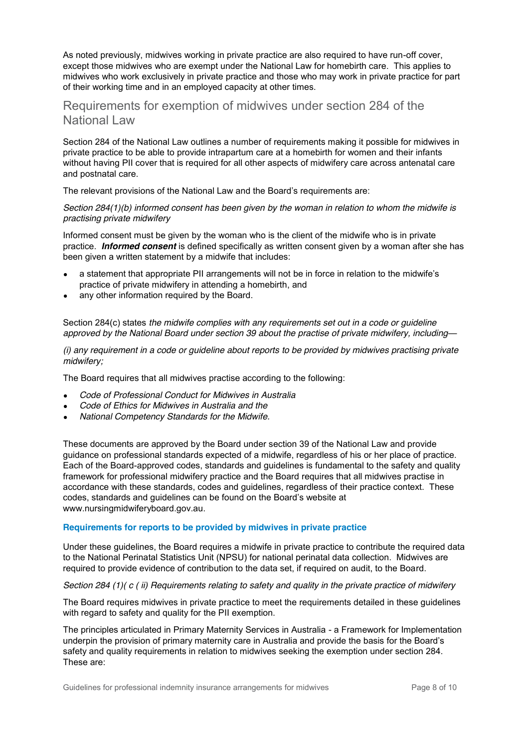As noted previously, midwives working in private practice are also required to have run-off cover, except those midwives who are exempt under the National Law for homebirth care. This applies to midwives who work exclusively in private practice and those who may work in private practice for part of their working time and in an employed capacity at other times.

## Requirements for exemption of midwives under section 284 of the National Law

Section 284 of the National Law outlines a number of requirements making it possible for midwives in private practice to be able to provide intrapartum care at a homebirth for women and their infants without having PII cover that is required for all other aspects of midwifery care across antenatal care and postnatal care.

The relevant provisions of the National Law and the Board's requirements are:

*Section 284(1)(b) informed consent has been given by the woman in relation to whom the midwife is practising private midwifery*

Informed consent must be given by the woman who is the client of the midwife who is in private practice. ***Informed consent*** is defined specifically as written consent given by a woman after she has been given a written statement by a midwife that includes:

- a statement that appropriate PII arrangements will not be in force in relation to the midwife's practice of private midwifery in attending a homebirth, and
- any other information required by the Board.

Section 284(c) states *the midwife complies with any requirements set out in a code or guideline approved by the National Board under section 39 about the practise of private midwifery, including—*

*(i) any requirement in a code or guideline about reports to be provided by midwives practising private midwifery;*

The Board requires that all midwives practise according to the following:

- *Code of Professional Conduct for Midwives in Australia*
- *Code of Ethics for Midwives in Australia and the*
- *National Competency Standards for the Midwife.*

These documents are approved by the Board under section 39 of the National Law and provide guidance on professional standards expected of a midwife, regardless of his or her place of practice. Each of the Board-approved codes, standards and guidelines is fundamental to the safety and quality framework for professional midwifery practice and the Board requires that all midwives practise in accordance with these standards, codes and guidelines, regardless of their practice context. These codes, standards and guidelines can be found on the Board's website at www.nursingmidwiferyboard.gov.au.

#### Requirements for reports to be provided by midwives in private practice

Under these guidelines, the Board requires a midwife in private practice to contribute the required data to the National Perinatal Statistics Unit (NPSU) for national perinatal data collection. Midwives are required to provide evidence of contribution to the data set, if required on audit, to the Board.

*Section 284 (1)( c ( ii) Requirements relating to safety and quality in the private practice of midwifery*

The Board requires midwives in private practice to meet the requirements detailed in these guidelines with regard to safety and quality for the PII exemption.

The principles articulated in Primary Maternity Services in Australia - a Framework for Implementation underpin the provision of primary maternity care in Australia and provide the basis for the Board's safety and quality requirements in relation to midwives seeking the exemption under section 284. These are: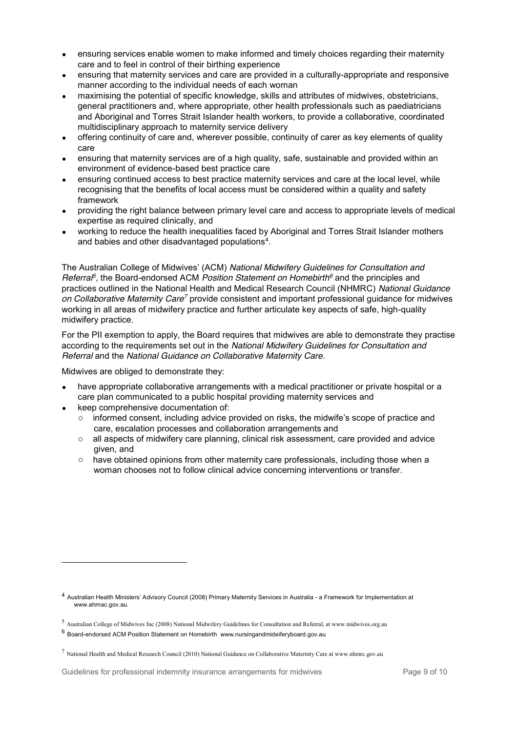- ensuring services enable women to make informed and timely choices regarding their maternity care and to feel in control of their birthing experience
- ensuring that maternity services and care are provided in a culturally-appropriate and responsive manner according to the individual needs of each woman
- maximising the potential of specific knowledge, skills and attributes of midwives, obstetricians, general practitioners and, where appropriate, other health professionals such as paediatricians and Aboriginal and Torres Strait Islander health workers, to provide a collaborative, coordinated multidisciplinary approach to maternity service delivery
- offering continuity of care and, wherever possible, continuity of carer as key elements of quality care
- ensuring that maternity services are of a high quality, safe, sustainable and provided within an environment of evidence-based best practice care
- ensuring continued access to best practice maternity services and care at the local level, while recognising that the benefits of local access must be considered within a quality and safety framework
- providing the right balance between primary level care and access to appropriate levels of medical expertise as required clinically, and
- working to reduce the health inequalities faced by Aboriginal and Torres Strait Islander mothers and babies and other disadvantaged populations[4].

The Australian College of Midwives' (ACM) *National Midwifery Guidelines for Consultation and Referral*[5], the Board-endorsed ACM *Position Statement on Homebirth*[6] and the principles and practices outlined in the National Health and Medical Research Council (NHMRC) *National Guidance on Collaborative Maternity Care*[7] provide consistent and important professional guidance for midwives working in all areas of midwifery practice and further articulate key aspects of safe, high-quality midwifery practice.

For the PII exemption to apply, the Board requires that midwives are able to demonstrate they practise according to the requirements set out in the *National Midwifery Guidelines for Consultation and Referral* and the *National Guidance on Collaborative Maternity Care*.

Midwives are obliged to demonstrate they:

- have appropriate collaborative arrangements with a medical practitioner or private hospital or a care plan communicated to a public hospital providing maternity services and
- keep comprehensive documentation of:
  - informed consent, including advice provided on risks, the midwife's scope of practice and care, escalation processes and collaboration arrangements and
  - all aspects of midwifery care planning, clinical risk assessment, care provided and advice given, and
  - have obtained opinions from other maternity care professionals, including those when a woman chooses not to follow clinical advice concerning interventions or transfer.

---

[4] Australian Health Ministers' Advisory Council (2008) Primary Maternity Services in Australia - a Framework for Implementation at www.ahmac.gov.au.

[5] Australian College of Midwives Inc (2008) National Midwifery Guidelines for Consultation and Referral, at www.midwives.org.au

[6] Board-endorsed ACM Position Statement on Homebirth www.nursingandmideiferyboard.gov.au

[7] National Health and Medical Research Council (2010) National Guidance on Collaborative Maternity Care at www.nhmrc.gov.au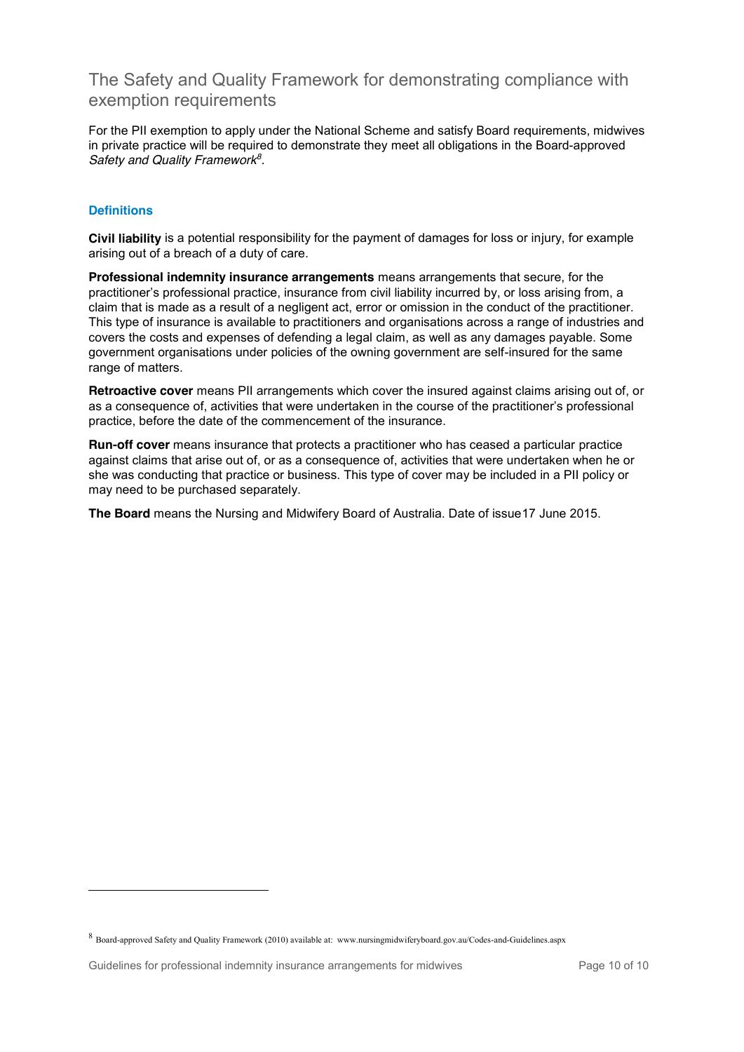## The Safety and Quality Framework for demonstrating compliance with exemption requirements

For the PII exemption to apply under the National Scheme and satisfy Board requirements, midwives in private practice will be required to demonstrate they meet all obligations in the Board-approved *Safety and Quality Framework*[8].

### Definitions

**Civil liability** is a potential responsibility for the payment of damages for loss or injury, for example arising out of a breach of a duty of care.

**Professional indemnity insurance arrangements** means arrangements that secure, for the practitioner's professional practice, insurance from civil liability incurred by, or loss arising from, a claim that is made as a result of a negligent act, error or omission in the conduct of the practitioner. This type of insurance is available to practitioners and organisations across a range of industries and covers the costs and expenses of defending a legal claim, as well as any damages payable. Some government organisations under policies of the owning government are self-insured for the same range of matters.

**Retroactive cover** means PII arrangements which cover the insured against claims arising out of, or as a consequence of, activities that were undertaken in the course of the practitioner's professional practice, before the date of the commencement of the insurance.

**Run-off cover** means insurance that protects a practitioner who has ceased a particular practice against claims that arise out of, or as a consequence of, activities that were undertaken when he or she was conducting that practice or business. This type of cover may be included in a PII policy or may need to be purchased separately.

**The Board** means the Nursing and Midwifery Board of Australia. Date of issue17 June 2015.

---

[8] Board-approved Safety and Quality Framework (2010) available at: www.nursingmidwiferyboard.gov.au/Codes-and-Guidelines.aspx